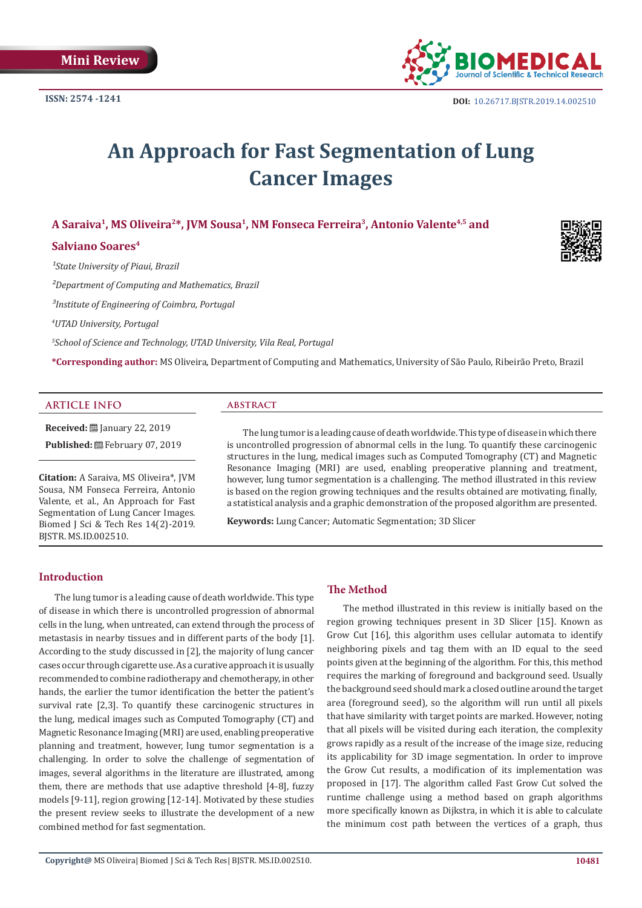Mini Review

ISSN: 2574 -1241

DOI: 10.26717.BJSTR.2019.14.002510

# An Approach for Fast Segmentation of Lung Cancer Images

**A Saraiva[1], MS Oliveira[2]*, JVM Sousa[1], NM Fonseca Ferreira[3], Antonio Valente[4,5] and Salviano Soares[4]**

[1]*State University of Piaui, Brazil*

[2]*Department of Computing and Mathematics, Brazil*

[3]*Institute of Engineering of Coimbra, Portugal*

[4]*UTAD University, Portugal*

[5]*School of Science and Technology, UTAD University, Vila Real, Portugal*

***Corresponding author:** MS Oliveira, Department of Computing and Mathematics, University of São Paulo, Ribeirão Preto, Brazil

## ARTICLE INFO

**Received:** January 22, 2019

**Published:** February 07, 2019

**Citation:** A Saraiva, MS Oliveira*, JVM Sousa, NM Fonseca Ferreira, Antonio Valente, et al., An Approach for Fast Segmentation of Lung Cancer Images. Biomed J Sci & Tech Res 14(2)-2019. BJSTR. MS.ID.002510.

## ABSTRACT

The lung tumor is a leading cause of death worldwide. This type of disease in which there is uncontrolled progression of abnormal cells in the lung. To quantify these carcinogenic structures in the lung, medical images such as Computed Tomography (CT) and Magnetic Resonance Imaging (MRI) are used, enabling preoperative planning and treatment, however, lung tumor segmentation is a challenging. The method illustrated in this review is based on the region growing techniques and the results obtained are motivating, finally, a statistical analysis and a graphic demonstration of the proposed algorithm are presented.

**Keywords:** Lung Cancer; Automatic Segmentation; 3D Slicer

## Introduction

The lung tumor is a leading cause of death worldwide. This type of disease in which there is uncontrolled progression of abnormal cells in the lung, when untreated, can extend through the process of metastasis in nearby tissues and in different parts of the body [1]. According to the study discussed in [2], the majority of lung cancer cases occur through cigarette use. As a curative approach it is usually recommended to combine radiotherapy and chemotherapy, in other hands, the earlier the tumor identification the better the patient's survival rate [2,3]. To quantify these carcinogenic structures in the lung, medical images such as Computed Tomography (CT) and Magnetic Resonance Imaging (MRI) are used, enabling preoperative planning and treatment, however, lung tumor segmentation is a challenging. In order to solve the challenge of segmentation of images, several algorithms in the literature are illustrated, among them, there are methods that use adaptive threshold [4-8], fuzzy models [9-11], region growing [12-14]. Motivated by these studies the present review seeks to illustrate the development of a new combined method for fast segmentation.

## The Method

The method illustrated in this review is initially based on the region growing techniques present in 3D Slicer [15]. Known as Grow Cut [16], this algorithm uses cellular automata to identify neighboring pixels and tag them with an ID equal to the seed points given at the beginning of the algorithm. For this, this method requires the marking of foreground and background seed. Usually the background seed should mark a closed outline around the target area (foreground seed), so the algorithm will run until all pixels that have similarity with target points are marked. However, noting that all pixels will be visited during each iteration, the complexity grows rapidly as a result of the increase of the image size, reducing its applicability for 3D image segmentation. In order to improve the Grow Cut results, a modification of its implementation was proposed in [17]. The algorithm called Fast Grow Cut solved the runtime challenge using a method based on graph algorithms more specifically known as Dijkstra, in which it is able to calculate the minimum cost path between the vertices of a graph, thus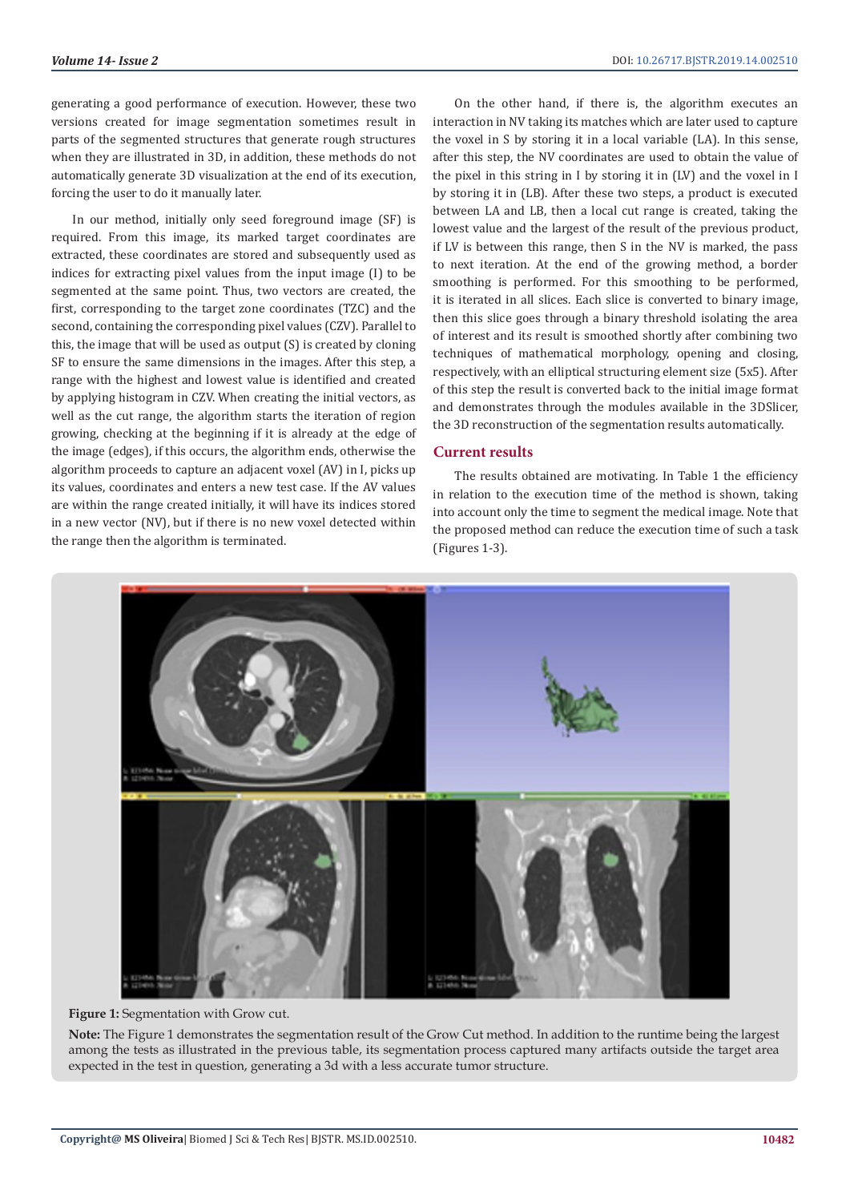generating a good performance of execution. However, these two versions created for image segmentation sometimes result in parts of the segmented structures that generate rough structures when they are illustrated in 3D, in addition, these methods do not automatically generate 3D visualization at the end of its execution, forcing the user to do it manually later.

In our method, initially only seed foreground image (SF) is required. From this image, its marked target coordinates are extracted, these coordinates are stored and subsequently used as indices for extracting pixel values from the input image (I) to be segmented at the same point. Thus, two vectors are created, the first, corresponding to the target zone coordinates (TZC) and the second, containing the corresponding pixel values (CZV). Parallel to this, the image that will be used as output (S) is created by cloning SF to ensure the same dimensions in the images. After this step, a range with the highest and lowest value is identified and created by applying histogram in CZV. When creating the initial vectors, as well as the cut range, the algorithm starts the iteration of region growing, checking at the beginning if it is already at the edge of the image (edges), if this occurs, the algorithm ends, otherwise the algorithm proceeds to capture an adjacent voxel (AV) in I, picks up its values, coordinates and enters a new test case. If the AV values are within the range created initially, it will have its indices stored in a new vector (NV), but if there is no new voxel detected within the range then the algorithm is terminated.

On the other hand, if there is, the algorithm executes an interaction in NV taking its matches which are later used to capture the voxel in S by storing it in a local variable (LA). In this sense, after this step, the NV coordinates are used to obtain the value of the pixel in this string in I by storing it in (LV) and the voxel in I by storing it in (LB). After these two steps, a product is executed between LA and LB, then a local cut range is created, taking the lowest value and the largest of the result of the previous product, if LV is between this range, then S in the NV is marked, the pass to next iteration. At the end of the growing method, a border smoothing is performed. For this smoothing to be performed, it is iterated in all slices. Each slice is converted to binary image, then this slice goes through a binary threshold isolating the area of interest and its result is smoothed shortly after combining two techniques of mathematical morphology, opening and closing, respectively, with an elliptical structuring element size (5x5). After of this step the result is converted back to the initial image format and demonstrates through the modules available in the 3DSlicer, the 3D reconstruction of the segmentation results automatically.

## Current results

The results obtained are motivating. In Table 1 the efficiency in relation to the execution time of the method is shown, taking into account only the time to segment the medical image. Note that the proposed method can reduce the execution time of such a task (Figures 1-3).

**Figure 1:** Segmentation with Grow cut.

**Note:** The Figure 1 demonstrates the segmentation result of the Grow Cut method. In addition to the runtime being the largest among the tests as illustrated in the previous table, its segmentation process captured many artifacts outside the target area expected in the test in question, generating a 3d with a less accurate tumor structure.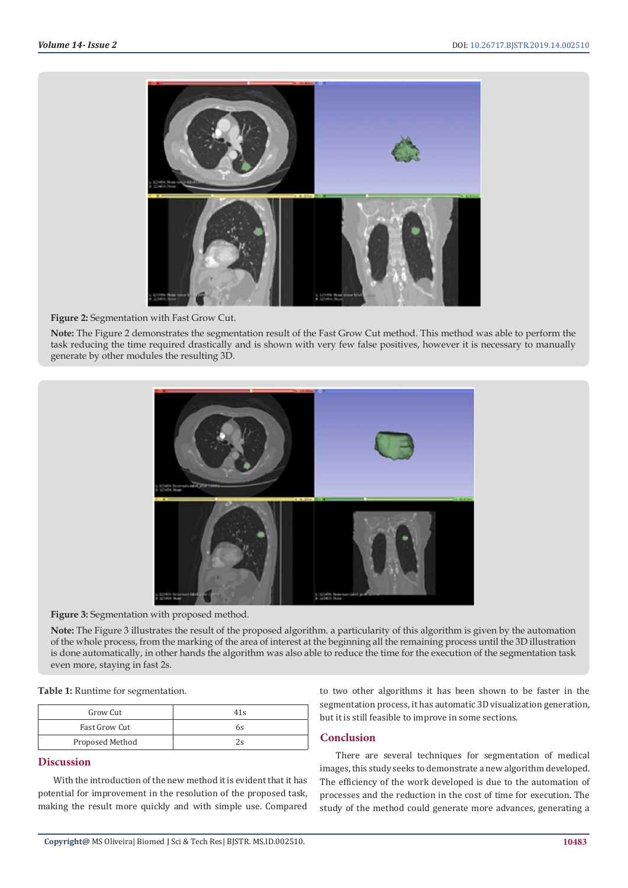**Figure 2:** Segmentation with Fast Grow Cut.

**Note:** The Figure 2 demonstrates the segmentation result of the Fast Grow Cut method. This method was able to perform the task reducing the time required drastically and is shown with very few false positives, however it is necessary to manually generate by other modules the resulting 3D.

**Figure 3:** Segmentation with proposed method.

**Note:** The Figure 3 illustrates the result of the proposed algorithm. a particularity of this algorithm is given by the automation of the whole process, from the marking of the area of interest at the beginning all the remaining process until the 3D illustration is done automatically, in other hands the algorithm was also able to reduce the time for the execution of the segmentation task even more, staying in fast 2s.

**Table 1:** Runtime for segmentation.

| Grow Cut | 41s |
|---|---|
| Fast Grow Cut | 6s |
| Proposed Method | 2s |

## Discussion

With the introduction of the new method it is evident that it has potential for improvement in the resolution of the proposed task, making the result more quickly and with simple use. Compared to two other algorithms it has been shown to be faster in the segmentation process, it has automatic 3D visualization generation, but it is still feasible to improve in some sections.

## Conclusion

There are several techniques for segmentation of medical images, this study seeks to demonstrate a new algorithm developed. The efficiency of the work developed is due to the automation of processes and the reduction in the cost of time for execution. The study of the method could generate more advances, generating a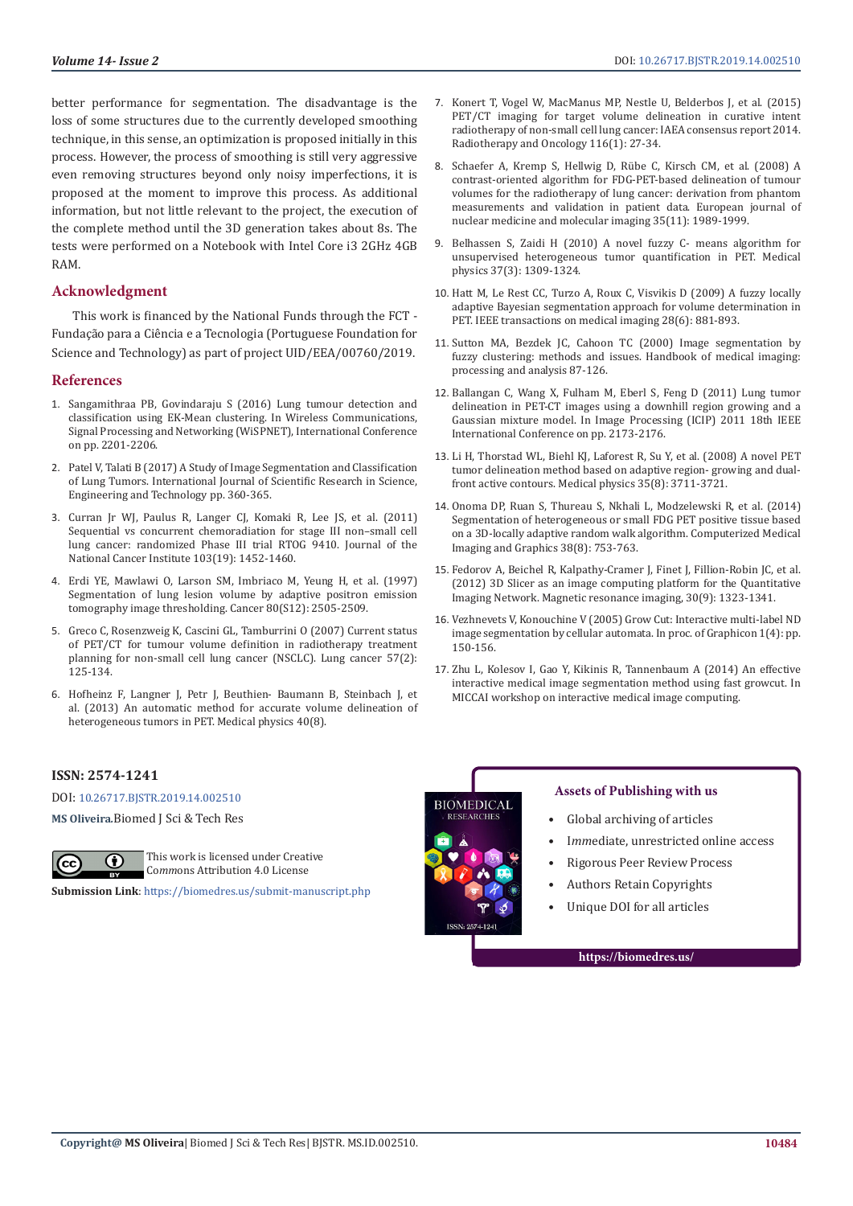better performance for segmentation. The disadvantage is the loss of some structures due to the currently developed smoothing technique, in this sense, an optimization is proposed initially in this process. However, the process of smoothing is still very aggressive even removing structures beyond only noisy imperfections, it is proposed at the moment to improve this process. As additional information, but not little relevant to the project, the execution of the complete method until the 3D generation takes about 8s. The tests were performed on a Notebook with Intel Core i3 2GHz 4GB RAM.

## Acknowledgment

This work is financed by the National Funds through the FCT - Fundação para a Ciência e a Tecnologia (Portuguese Foundation for Science and Technology) as part of project UID/EEA/00760/2019.

## References

1. Sangamithraa PB, Govindaraju S (2016) Lung tumour detection and classification using EK-Mean clustering. In Wireless Communications, Signal Processing and Networking (WiSPNET), International Conference on pp. 2201-2206.
2. Patel V, Talati B (2017) A Study of Image Segmentation and Classification of Lung Tumors. International Journal of Scientific Research in Science, Engineering and Technology pp. 360-365.
3. Curran Jr WJ, Paulus R, Langer CJ, Komaki R, Lee JS, et al. (2011) Sequential vs concurrent chemoradiation for stage III non–small cell lung cancer: randomized Phase III trial RTOG 9410. Journal of the National Cancer Institute 103(19): 1452-1460.
4. Erdi YE, Mawlawi O, Larson SM, Imbriaco M, Yeung H, et al. (1997) Segmentation of lung lesion volume by adaptive positron emission tomography image thresholding. Cancer 80(S12): 2505-2509.
5. Greco C, Rosenzweig K, Cascini GL, Tamburrini O (2007) Current status of PET/CT for tumour volume definition in radiotherapy treatment planning for non-small cell lung cancer (NSCLC). Lung cancer 57(2): 125-134.
6. Hofheinz F, Langner J, Petr J, Beuthien- Baumann B, Steinbach J, et al. (2013) An automatic method for accurate volume delineation of heterogeneous tumors in PET. Medical physics 40(8).
7. Konert T, Vogel W, MacManus MP, Nestle U, Belderbos J, et al. (2015) PET/CT imaging for target volume delineation in curative intent radiotherapy of non-small cell lung cancer: IAEA consensus report 2014. Radiotherapy and Oncology 116(1): 27-34.
8. Schaefer A, Kremp S, Hellwig D, Rübe C, Kirsch CM, et al. (2008) A contrast-oriented algorithm for FDG-PET-based delineation of tumour volumes for the radiotherapy of lung cancer: derivation from phantom measurements and validation in patient data. European journal of nuclear medicine and molecular imaging 35(11): 1989-1999.
9. Belhassen S, Zaidi H (2010) A novel fuzzy C- means algorithm for unsupervised heterogeneous tumor quantification in PET. Medical physics 37(3): 1309-1324.
10. Hatt M, Le Rest CC, Turzo A, Roux C, Visvikis D (2009) A fuzzy locally adaptive Bayesian segmentation approach for volume determination in PET. IEEE transactions on medical imaging 28(6): 881-893.
11. Sutton MA, Bezdek JC, Cahoon TC (2000) Image segmentation by fuzzy clustering: methods and issues. Handbook of medical imaging: processing and analysis 87-126.
12. Ballangan C, Wang X, Fulham M, Eberl S, Feng D (2011) Lung tumor delineation in PET-CT images using a downhill region growing and a Gaussian mixture model. In Image Processing (ICIP) 2011 18th IEEE International Conference on pp. 2173-2176.
13. Li H, Thorstad WL, Biehl KJ, Laforest R, Su Y, et al. (2008) A novel PET tumor delineation method based on adaptive region- growing and dual-front active contours. Medical physics 35(8): 3711-3721.
14. Onoma DP, Ruan S, Thureau S, Nkhali L, Modzelewski R, et al. (2014) Segmentation of heterogeneous or small FDG PET positive tissue based on a 3D-locally adaptive random walk algorithm. Computerized Medical Imaging and Graphics 38(8): 753-763.
15. Fedorov A, Beichel R, Kalpathy-Cramer J, Finet J, Fillion-Robin JC, et al. (2012) 3D Slicer as an image computing platform for the Quantitative Imaging Network. Magnetic resonance imaging, 30(9): 1323-1341.
16. Vezhnevets V, Konouchine V (2005) Grow Cut: Interactive multi-label ND image segmentation by cellular automata. In proc. of Graphicon 1(4): pp. 150-156.
17. Zhu L, Kolesov I, Gao Y, Kikinis R, Tannenbaum A (2014) An effective interactive medical image segmentation method using fast growcut. In MICCAI workshop on interactive medical image computing.

**ISSN: 2574-1241**

DOI: 10.26717.BJSTR.2019.14.002510

**MS Oliveira.** Biomed J Sci & Tech Res

This work is licensed under Creative Commons Attribution 4.0 License

**Submission Link**: https://biomedres.us/submit-manuscript.php

**Assets of Publishing with us**

- Global archiving of articles
- Immediate, unrestricted online access
- Rigorous Peer Review Process
- Authors Retain Copyrights
- Unique DOI for all articles

https://biomedres.us/